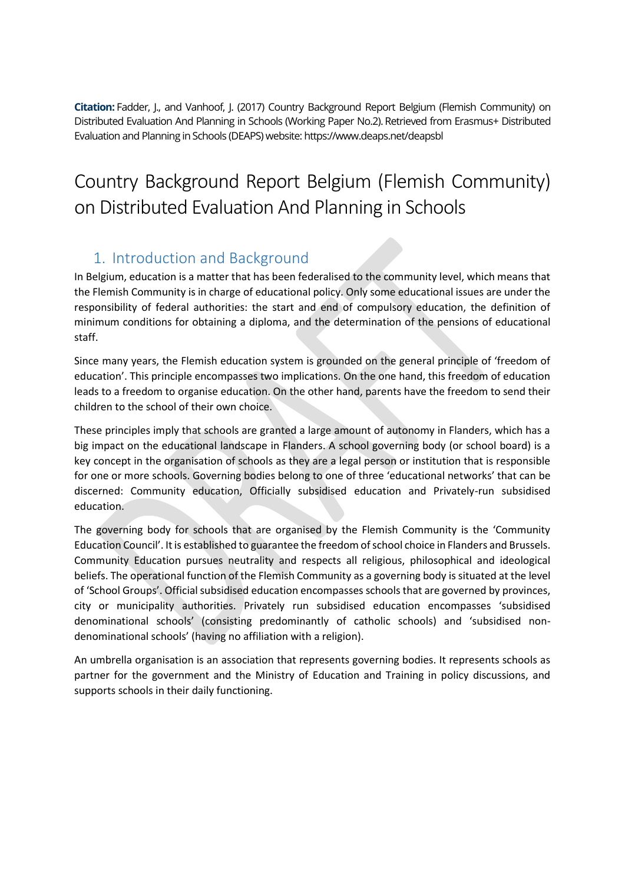**Citation:** Fadder, J., and Vanhoof, J. (2017) Country Background Report Belgium (Flemish Community) on Distributed Evaluation And Planning in Schools (Working Paper No.2). Retrieved from Erasmus+ Distributed Evaluation and Planning in Schools (DEAPS) website: https://www.deaps.net/deapsbl

# Country Background Report Belgium (Flemish Community) on Distributed Evaluation And Planning in Schools

## 1. Introduction and Background

In Belgium, education is a matter that has been federalised to the community level, which means that the Flemish Community is in charge of educational policy. Only some educational issues are under the responsibility of federal authorities: the start and end of compulsory education, the definition of minimum conditions for obtaining a diploma, and the determination of the pensions of educational staff.

Since many years, the Flemish education system is grounded on the general principle of 'freedom of education'. This principle encompasses two implications. On the one hand, this freedom of education leads to a freedom to organise education. On the other hand, parents have the freedom to send their children to the school of their own choice.

These principles imply that schools are granted a large amount of autonomy in Flanders, which has a big impact on the educational landscape in Flanders. A school governing body (or school board) is a key concept in the organisation of schools as they are a legal person or institution that is responsible for one or more schools. Governing bodies belong to one of three 'educational networks' that can be discerned: Community education, Officially subsidised education and Privately-run subsidised education.

The governing body for schools that are organised by the Flemish Community is the 'Community Education Council'. It is established to guarantee the freedom of school choice in Flanders and Brussels. Community Education pursues neutrality and respects all religious, philosophical and ideological beliefs. The operational function of the Flemish Community as a governing body is situated at the level of 'School Groups'. Official subsidised education encompasses schools that are governed by provinces, city or municipality authorities. Privately run subsidised education encompasses 'subsidised denominational schools' (consisting predominantly of catholic schools) and 'subsidised non-denominational schools' (having no affiliation with a religion).

An umbrella organisation is an association that represents governing bodies. It represents schools as partner for the government and the Ministry of Education and Training in policy discussions, and supports schools in their daily functioning.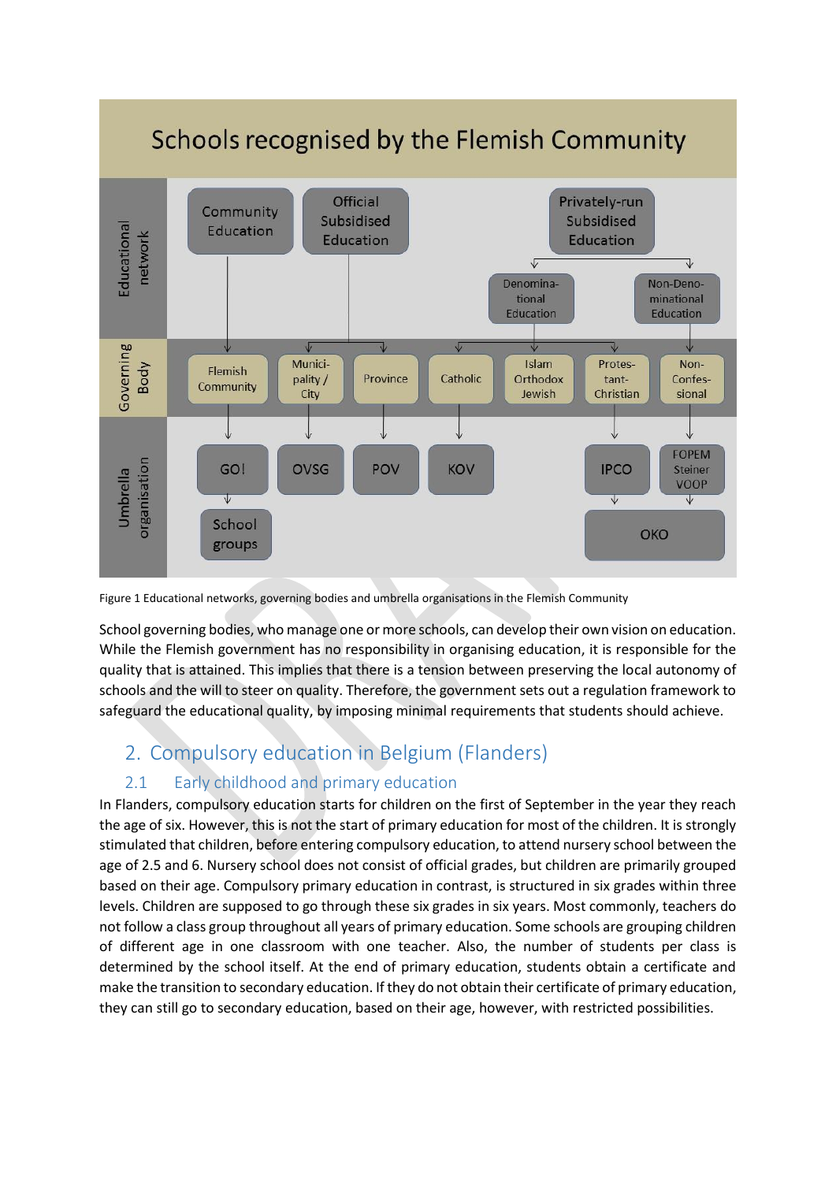**Schools recognised by the Flemish Community**

| Level | Community Education | Official Subsidised Education | | Privately-run Subsidised Education | | | |
|---|---|---|---|---|---|---|---|
| Educational network | Community Education | Official Subsidised Education | | Denominational Education | | | Non-Denominational Education |
| Governing Body | Flemish Community | Municipality / City | Province | Catholic | Islam Orthodox Jewish | Protestant-Christian | Non-Confessional |
| Umbrella organisation | GO! | OVSG | POV | KOV | | IPCO | FOPEM Steiner VOOP |
| | School groups | | | | | OKO | OKO |

Figure 1 Educational networks, governing bodies and umbrella organisations in the Flemish Community

School governing bodies, who manage one or more schools, can develop their own vision on education. While the Flemish government has no responsibility in organising education, it is responsible for the quality that is attained. This implies that there is a tension between preserving the local autonomy of schools and the will to steer on quality. Therefore, the government sets out a regulation framework to safeguard the educational quality, by imposing minimal requirements that students should achieve.

## 2. Compulsory education in Belgium (Flanders)

### 2.1 Early childhood and primary education

In Flanders, compulsory education starts for children on the first of September in the year they reach the age of six. However, this is not the start of primary education for most of the children. It is strongly stimulated that children, before entering compulsory education, to attend nursery school between the age of 2.5 and 6. Nursery school does not consist of official grades, but children are primarily grouped based on their age. Compulsory primary education in contrast, is structured in six grades within three levels. Children are supposed to go through these six grades in six years. Most commonly, teachers do not follow a class group throughout all years of primary education. Some schools are grouping children of different age in one classroom with one teacher. Also, the number of students per class is determined by the school itself. At the end of primary education, students obtain a certificate and make the transition to secondary education. If they do not obtain their certificate of primary education, they can still go to secondary education, based on their age, however, with restricted possibilities.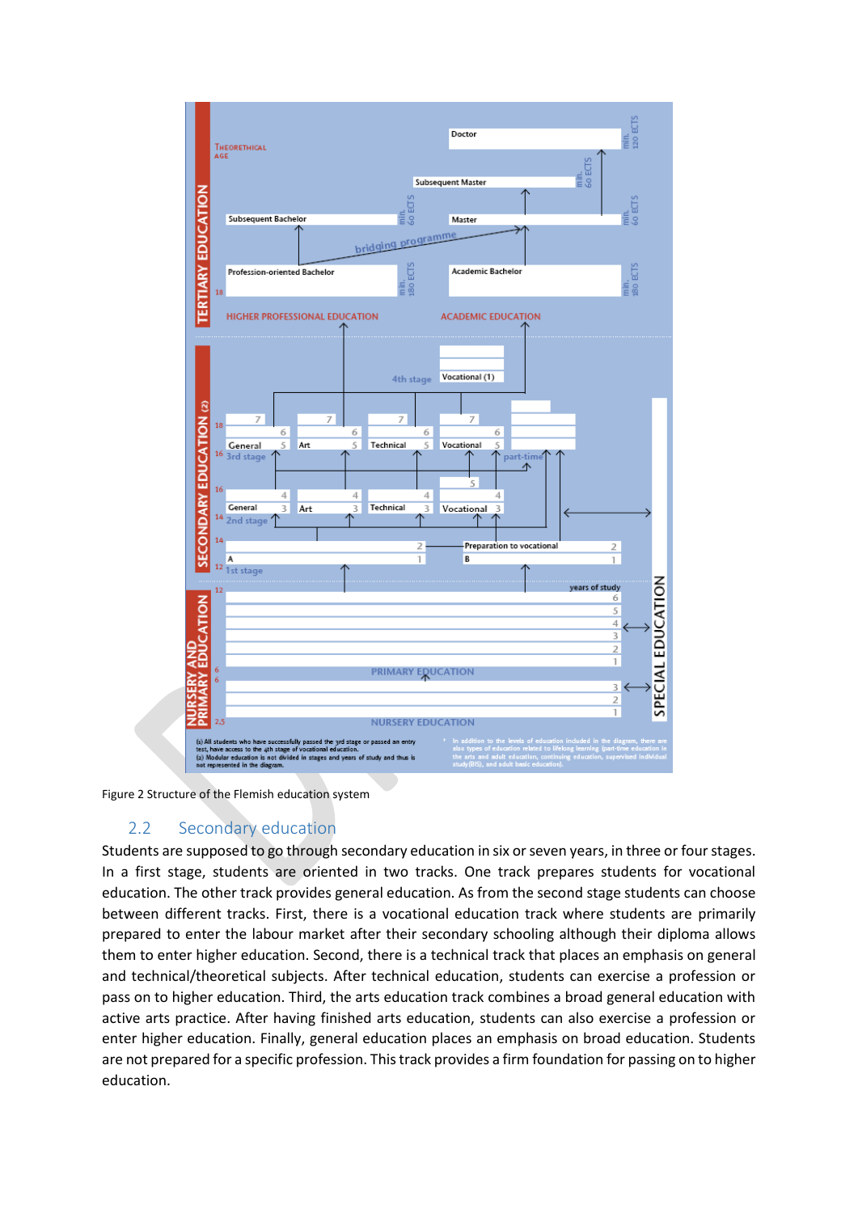Figure 2 Structure of the Flemish education system

## 2.2 Secondary education

Students are supposed to go through secondary education in six or seven years, in three or four stages. In a first stage, students are oriented in two tracks. One track prepares students for vocational education. The other track provides general education. As from the second stage students can choose between different tracks. First, there is a vocational education track where students are primarily prepared to enter the labour market after their secondary schooling although their diploma allows them to enter higher education. Second, there is a technical track that places an emphasis on general and technical/theoretical subjects. After technical education, students can exercise a profession or pass on to higher education. Third, the arts education track combines a broad general education with active arts practice. After having finished arts education, students can also exercise a profession or enter higher education. Finally, general education places an emphasis on broad education. Students are not prepared for a specific profession. This track provides a firm foundation for passing on to higher education.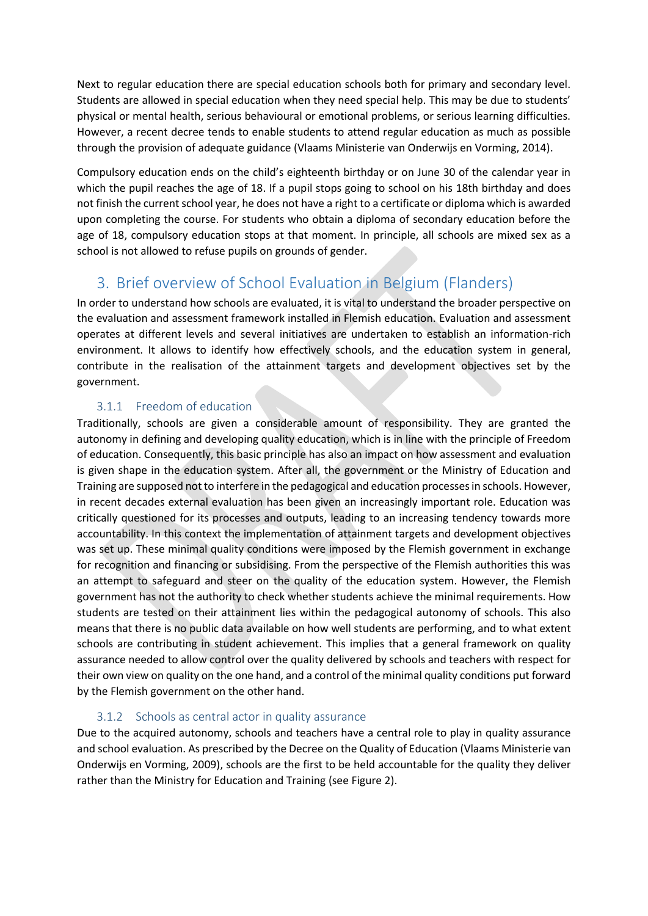Next to regular education there are special education schools both for primary and secondary level. Students are allowed in special education when they need special help. This may be due to students' physical or mental health, serious behavioural or emotional problems, or serious learning difficulties. However, a recent decree tends to enable students to attend regular education as much as possible through the provision of adequate guidance (Vlaams Ministerie van Onderwijs en Vorming, 2014).

Compulsory education ends on the child's eighteenth birthday or on June 30 of the calendar year in which the pupil reaches the age of 18. If a pupil stops going to school on his 18th birthday and does not finish the current school year, he does not have a right to a certificate or diploma which is awarded upon completing the course. For students who obtain a diploma of secondary education before the age of 18, compulsory education stops at that moment. In principle, all schools are mixed sex as a school is not allowed to refuse pupils on grounds of gender.

# 3. Brief overview of School Evaluation in Belgium (Flanders)

In order to understand how schools are evaluated, it is vital to understand the broader perspective on the evaluation and assessment framework installed in Flemish education. Evaluation and assessment operates at different levels and several initiatives are undertaken to establish an information-rich environment. It allows to identify how effectively schools, and the education system in general, contribute in the realisation of the attainment targets and development objectives set by the government.

### 3.1.1 Freedom of education

Traditionally, schools are given a considerable amount of responsibility. They are granted the autonomy in defining and developing quality education, which is in line with the principle of Freedom of education. Consequently, this basic principle has also an impact on how assessment and evaluation is given shape in the education system. After all, the government or the Ministry of Education and Training are supposed not to interfere in the pedagogical and education processes in schools. However, in recent decades external evaluation has been given an increasingly important role. Education was critically questioned for its processes and outputs, leading to an increasing tendency towards more accountability. In this context the implementation of attainment targets and development objectives was set up. These minimal quality conditions were imposed by the Flemish government in exchange for recognition and financing or subsidising. From the perspective of the Flemish authorities this was an attempt to safeguard and steer on the quality of the education system. However, the Flemish government has not the authority to check whether students achieve the minimal requirements. How students are tested on their attainment lies within the pedagogical autonomy of schools. This also means that there is no public data available on how well students are performing, and to what extent schools are contributing in student achievement. This implies that a general framework on quality assurance needed to allow control over the quality delivered by schools and teachers with respect for their own view on quality on the one hand, and a control of the minimal quality conditions put forward by the Flemish government on the other hand.

### 3.1.2 Schools as central actor in quality assurance

Due to the acquired autonomy, schools and teachers have a central role to play in quality assurance and school evaluation. As prescribed by the Decree on the Quality of Education (Vlaams Ministerie van Onderwijs en Vorming, 2009), schools are the first to be held accountable for the quality they deliver rather than the Ministry for Education and Training (see Figure 2).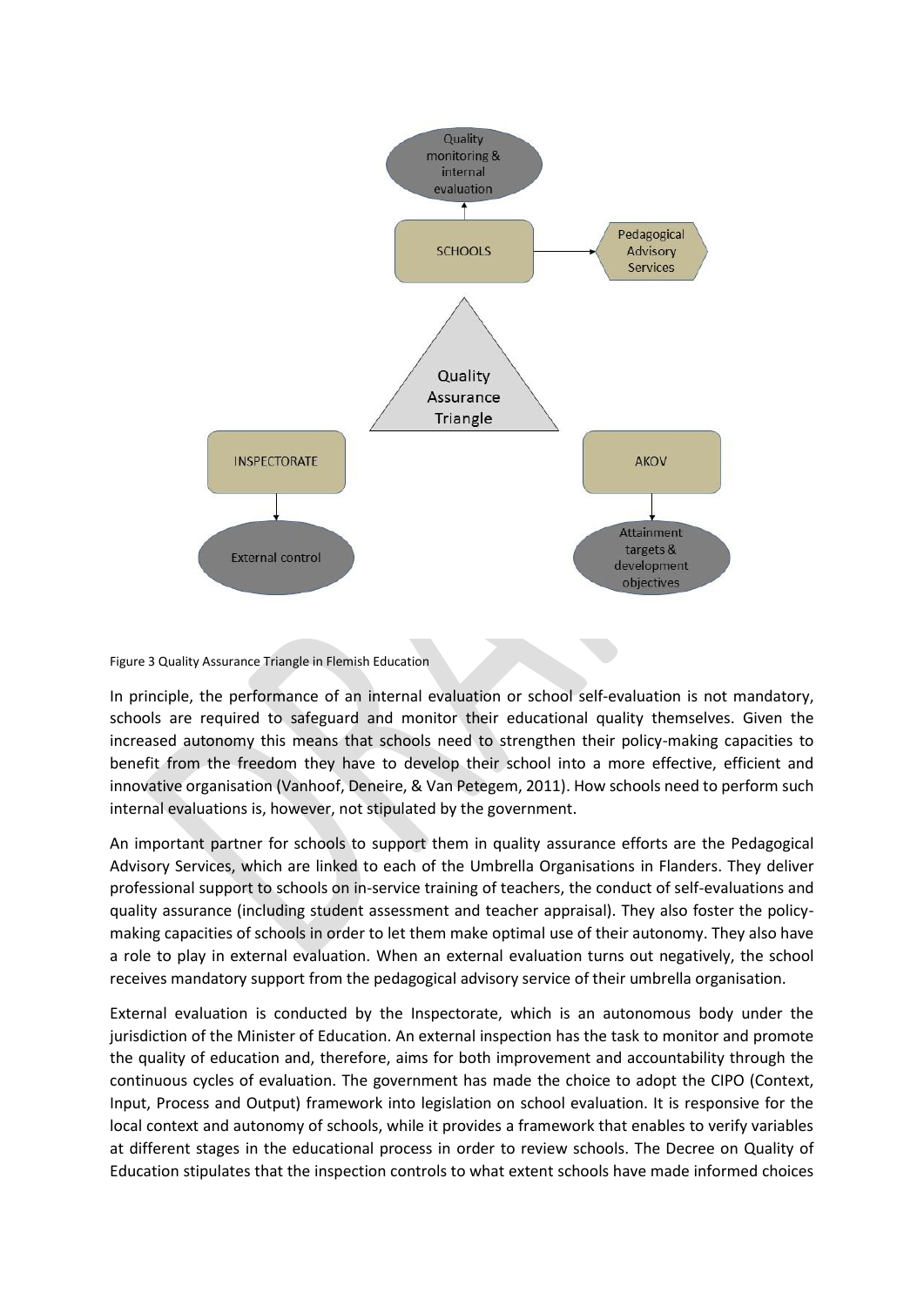Figure 3 Quality Assurance Triangle in Flemish Education

In principle, the performance of an internal evaluation or school self-evaluation is not mandatory, schools are required to safeguard and monitor their educational quality themselves. Given the increased autonomy this means that schools need to strengthen their policy-making capacities to benefit from the freedom they have to develop their school into a more effective, efficient and innovative organisation (Vanhoof, Deneire, & Van Petegem, 2011). How schools need to perform such internal evaluations is, however, not stipulated by the government.

An important partner for schools to support them in quality assurance efforts are the Pedagogical Advisory Services, which are linked to each of the Umbrella Organisations in Flanders. They deliver professional support to schools on in-service training of teachers, the conduct of self-evaluations and quality assurance (including student assessment and teacher appraisal). They also foster the policy-making capacities of schools in order to let them make optimal use of their autonomy. They also have a role to play in external evaluation. When an external evaluation turns out negatively, the school receives mandatory support from the pedagogical advisory service of their umbrella organisation.

External evaluation is conducted by the Inspectorate, which is an autonomous body under the jurisdiction of the Minister of Education. An external inspection has the task to monitor and promote the quality of education and, therefore, aims for both improvement and accountability through the continuous cycles of evaluation. The government has made the choice to adopt the CIPO (Context, Input, Process and Output) framework into legislation on school evaluation. It is responsive for the local context and autonomy of schools, while it provides a framework that enables to verify variables at different stages in the educational process in order to review schools. The Decree on Quality of Education stipulates that the inspection controls to what extent schools have made informed choices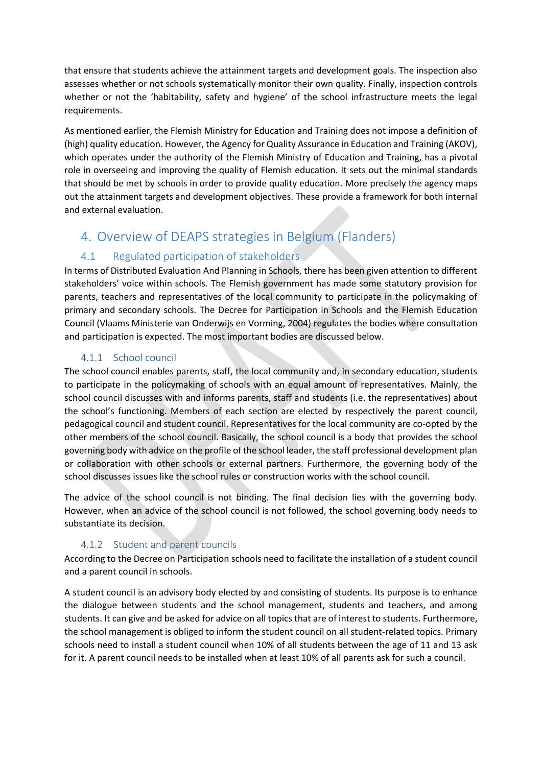that ensure that students achieve the attainment targets and development goals. The inspection also assesses whether or not schools systematically monitor their own quality. Finally, inspection controls whether or not the 'habitability, safety and hygiene' of the school infrastructure meets the legal requirements.

As mentioned earlier, the Flemish Ministry for Education and Training does not impose a definition of (high) quality education. However, the Agency for Quality Assurance in Education and Training (AKOV), which operates under the authority of the Flemish Ministry of Education and Training, has a pivotal role in overseeing and improving the quality of Flemish education. It sets out the minimal standards that should be met by schools in order to provide quality education. More precisely the agency maps out the attainment targets and development objectives. These provide a framework for both internal and external evaluation.

## 4. Overview of DEAPS strategies in Belgium (Flanders)

### 4.1 Regulated participation of stakeholders

In terms of Distributed Evaluation And Planning in Schools, there has been given attention to different stakeholders' voice within schools. The Flemish government has made some statutory provision for parents, teachers and representatives of the local community to participate in the policymaking of primary and secondary schools. The Decree for Participation in Schools and the Flemish Education Council (Vlaams Ministerie van Onderwijs en Vorming, 2004) regulates the bodies where consultation and participation is expected. The most important bodies are discussed below.

#### 4.1.1 School council

The school council enables parents, staff, the local community and, in secondary education, students to participate in the policymaking of schools with an equal amount of representatives. Mainly, the school council discusses with and informs parents, staff and students (i.e. the representatives) about the school's functioning. Members of each section are elected by respectively the parent council, pedagogical council and student council. Representatives for the local community are co-opted by the other members of the school council. Basically, the school council is a body that provides the school governing body with advice on the profile of the school leader, the staff professional development plan or collaboration with other schools or external partners. Furthermore, the governing body of the school discusses issues like the school rules or construction works with the school council.

The advice of the school council is not binding. The final decision lies with the governing body. However, when an advice of the school council is not followed, the school governing body needs to substantiate its decision.

#### 4.1.2 Student and parent councils

According to the Decree on Participation schools need to facilitate the installation of a student council and a parent council in schools.

A student council is an advisory body elected by and consisting of students. Its purpose is to enhance the dialogue between students and the school management, students and teachers, and among students. It can give and be asked for advice on all topics that are of interest to students. Furthermore, the school management is obliged to inform the student council on all student-related topics. Primary schools need to install a student council when 10% of all students between the age of 11 and 13 ask for it. A parent council needs to be installed when at least 10% of all parents ask for such a council.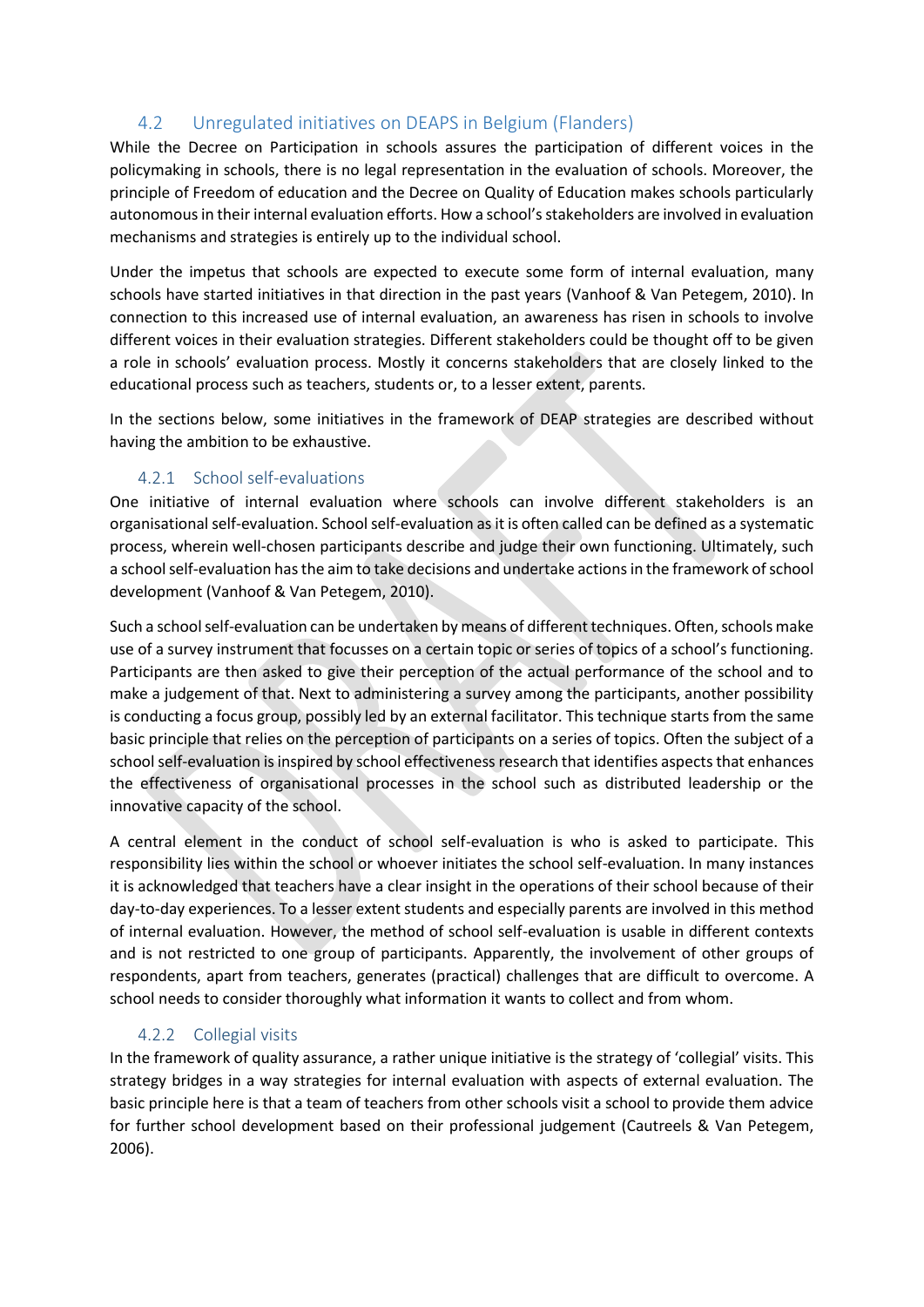## 4.2 Unregulated initiatives on DEAPS in Belgium (Flanders)

While the Decree on Participation in schools assures the participation of different voices in the policymaking in schools, there is no legal representation in the evaluation of schools. Moreover, the principle of Freedom of education and the Decree on Quality of Education makes schools particularly autonomous in their internal evaluation efforts. How a school's stakeholders are involved in evaluation mechanisms and strategies is entirely up to the individual school.

Under the impetus that schools are expected to execute some form of internal evaluation, many schools have started initiatives in that direction in the past years (Vanhoof & Van Petegem, 2010). In connection to this increased use of internal evaluation, an awareness has risen in schools to involve different voices in their evaluation strategies. Different stakeholders could be thought off to be given a role in schools' evaluation process. Mostly it concerns stakeholders that are closely linked to the educational process such as teachers, students or, to a lesser extent, parents.

In the sections below, some initiatives in the framework of DEAP strategies are described without having the ambition to be exhaustive.

### 4.2.1 School self-evaluations

One initiative of internal evaluation where schools can involve different stakeholders is an organisational self-evaluation. School self-evaluation as it is often called can be defined as a systematic process, wherein well-chosen participants describe and judge their own functioning. Ultimately, such a school self-evaluation has the aim to take decisions and undertake actions in the framework of school development (Vanhoof & Van Petegem, 2010).

Such a school self-evaluation can be undertaken by means of different techniques. Often, schools make use of a survey instrument that focusses on a certain topic or series of topics of a school's functioning. Participants are then asked to give their perception of the actual performance of the school and to make a judgement of that. Next to administering a survey among the participants, another possibility is conducting a focus group, possibly led by an external facilitator. This technique starts from the same basic principle that relies on the perception of participants on a series of topics. Often the subject of a school self-evaluation is inspired by school effectiveness research that identifies aspects that enhances the effectiveness of organisational processes in the school such as distributed leadership or the innovative capacity of the school.

A central element in the conduct of school self-evaluation is who is asked to participate. This responsibility lies within the school or whoever initiates the school self-evaluation. In many instances it is acknowledged that teachers have a clear insight in the operations of their school because of their day-to-day experiences. To a lesser extent students and especially parents are involved in this method of internal evaluation. However, the method of school self-evaluation is usable in different contexts and is not restricted to one group of participants. Apparently, the involvement of other groups of respondents, apart from teachers, generates (practical) challenges that are difficult to overcome. A school needs to consider thoroughly what information it wants to collect and from whom.

### 4.2.2 Collegial visits

In the framework of quality assurance, a rather unique initiative is the strategy of 'collegial' visits. This strategy bridges in a way strategies for internal evaluation with aspects of external evaluation. The basic principle here is that a team of teachers from other schools visit a school to provide them advice for further school development based on their professional judgement (Cautreels & Van Petegem, 2006).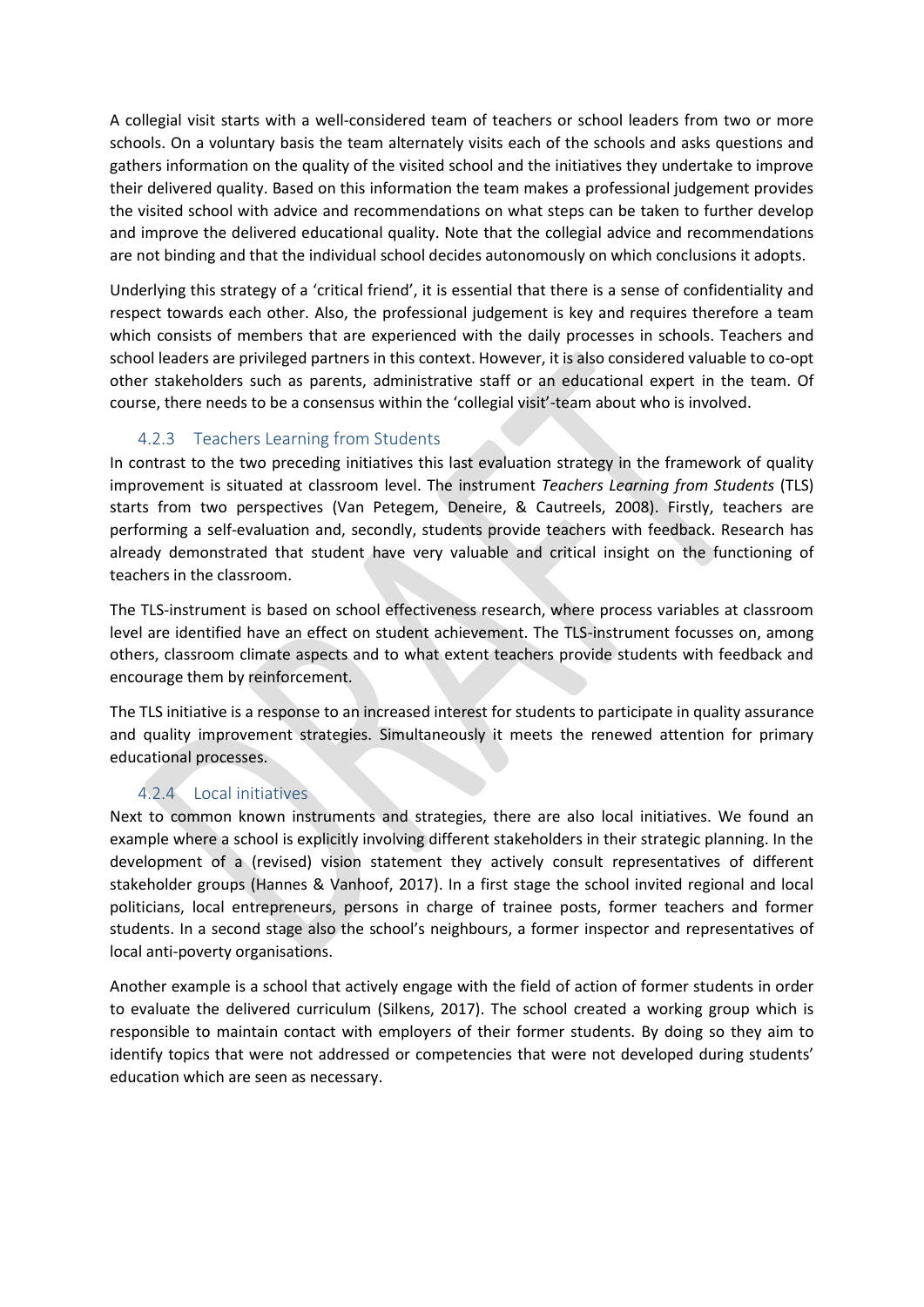A collegial visit starts with a well-considered team of teachers or school leaders from two or more schools. On a voluntary basis the team alternately visits each of the schools and asks questions and gathers information on the quality of the visited school and the initiatives they undertake to improve their delivered quality. Based on this information the team makes a professional judgement provides the visited school with advice and recommendations on what steps can be taken to further develop and improve the delivered educational quality. Note that the collegial advice and recommendations are not binding and that the individual school decides autonomously on which conclusions it adopts.

Underlying this strategy of a 'critical friend', it is essential that there is a sense of confidentiality and respect towards each other. Also, the professional judgement is key and requires therefore a team which consists of members that are experienced with the daily processes in schools. Teachers and school leaders are privileged partners in this context. However, it is also considered valuable to co-opt other stakeholders such as parents, administrative staff or an educational expert in the team. Of course, there needs to be a consensus within the 'collegial visit'-team about who is involved.

### 4.2.3 Teachers Learning from Students

In contrast to the two preceding initiatives this last evaluation strategy in the framework of quality improvement is situated at classroom level. The instrument *Teachers Learning from Students* (TLS) starts from two perspectives (Van Petegem, Deneire, & Cautreels, 2008). Firstly, teachers are performing a self-evaluation and, secondly, students provide teachers with feedback. Research has already demonstrated that student have very valuable and critical insight on the functioning of teachers in the classroom.

The TLS-instrument is based on school effectiveness research, where process variables at classroom level are identified have an effect on student achievement. The TLS-instrument focusses on, among others, classroom climate aspects and to what extent teachers provide students with feedback and encourage them by reinforcement.

The TLS initiative is a response to an increased interest for students to participate in quality assurance and quality improvement strategies. Simultaneously it meets the renewed attention for primary educational processes.

### 4.2.4 Local initiatives

Next to common known instruments and strategies, there are also local initiatives. We found an example where a school is explicitly involving different stakeholders in their strategic planning. In the development of a (revised) vision statement they actively consult representatives of different stakeholder groups (Hannes & Vanhoof, 2017). In a first stage the school invited regional and local politicians, local entrepreneurs, persons in charge of trainee posts, former teachers and former students. In a second stage also the school's neighbours, a former inspector and representatives of local anti-poverty organisations.

Another example is a school that actively engage with the field of action of former students in order to evaluate the delivered curriculum (Silkens, 2017). The school created a working group which is responsible to maintain contact with employers of their former students. By doing so they aim to identify topics that were not addressed or competencies that were not developed during students' education which are seen as necessary.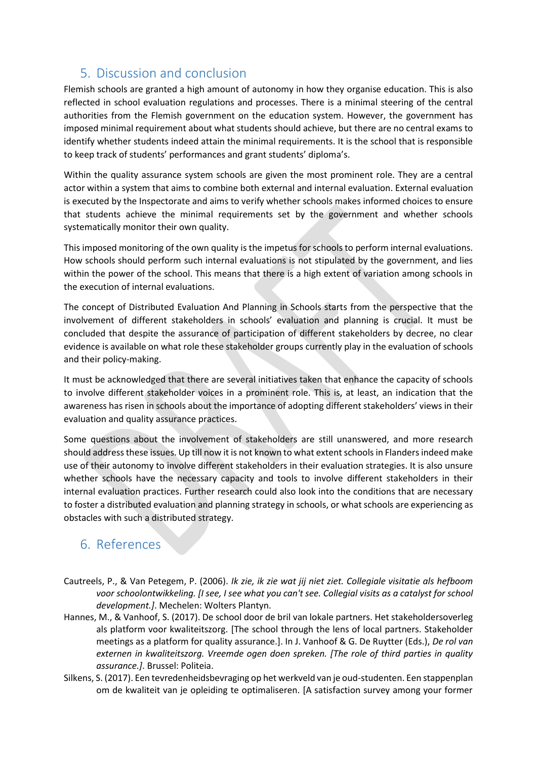## 5. Discussion and conclusion

Flemish schools are granted a high amount of autonomy in how they organise education. This is also reflected in school evaluation regulations and processes. There is a minimal steering of the central authorities from the Flemish government on the education system. However, the government has imposed minimal requirement about what students should achieve, but there are no central exams to identify whether students indeed attain the minimal requirements. It is the school that is responsible to keep track of students' performances and grant students' diploma's.

Within the quality assurance system schools are given the most prominent role. They are a central actor within a system that aims to combine both external and internal evaluation. External evaluation is executed by the Inspectorate and aims to verify whether schools makes informed choices to ensure that students achieve the minimal requirements set by the government and whether schools systematically monitor their own quality.

This imposed monitoring of the own quality is the impetus for schools to perform internal evaluations. How schools should perform such internal evaluations is not stipulated by the government, and lies within the power of the school. This means that there is a high extent of variation among schools in the execution of internal evaluations.

The concept of Distributed Evaluation And Planning in Schools starts from the perspective that the involvement of different stakeholders in schools' evaluation and planning is crucial. It must be concluded that despite the assurance of participation of different stakeholders by decree, no clear evidence is available on what role these stakeholder groups currently play in the evaluation of schools and their policy-making.

It must be acknowledged that there are several initiatives taken that enhance the capacity of schools to involve different stakeholder voices in a prominent role. This is, at least, an indication that the awareness has risen in schools about the importance of adopting different stakeholders' views in their evaluation and quality assurance practices.

Some questions about the involvement of stakeholders are still unanswered, and more research should address these issues. Up till now it is not known to what extent schools in Flanders indeed make use of their autonomy to involve different stakeholders in their evaluation strategies. It is also unsure whether schools have the necessary capacity and tools to involve different stakeholders in their internal evaluation practices. Further research could also look into the conditions that are necessary to foster a distributed evaluation and planning strategy in schools, or what schools are experiencing as obstacles with such a distributed strategy.

## 6. References

Cautreels, P., & Van Petegem, P. (2006). *Ik zie, ik zie wat jij niet ziet. Collegiale visitatie als hefboom voor schoolontwikkeling. [I see, I see what you can't see. Collegial visits as a catalyst for school development.]*. Mechelen: Wolters Plantyn.

Hannes, M., & Vanhoof, S. (2017). De school door de bril van lokale partners. Het stakeholdersoverleg als platform voor kwaliteitszorg. [The school through the lens of local partners. Stakeholder meetings as a platform for quality assurance.]. In J. Vanhoof & G. De Ruytter (Eds.), *De rol van externen in kwaliteitszorg. Vreemde ogen doen spreken. [The role of third parties in quality assurance.]*. Brussel: Politeia.

Silkens, S. (2017). Een tevredenheidsbevraging op het werkveld van je oud-studenten. Een stappenplan om de kwaliteit van je opleiding te optimaliseren. [A satisfaction survey among your former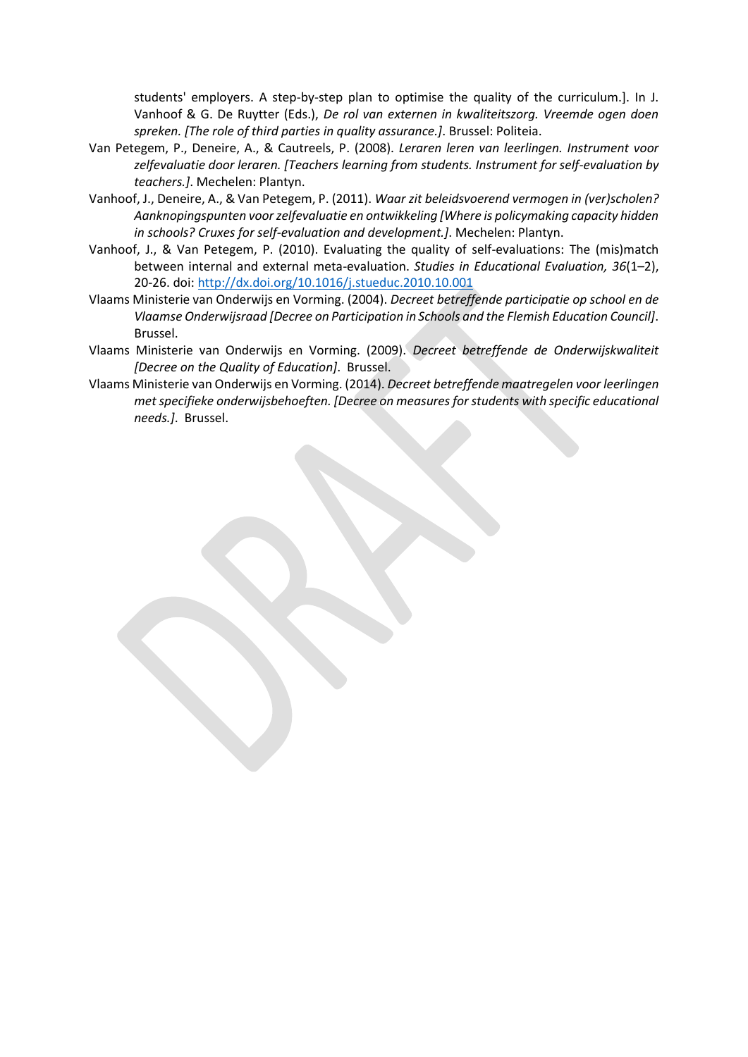students' employers. A step-by-step plan to optimise the quality of the curriculum.]. In J. Vanhoof & G. De Ruytter (Eds.), *De rol van externen in kwaliteitszorg. Vreemde ogen doen spreken. [The role of third parties in quality assurance.]*. Brussel: Politeia.

Van Petegem, P., Deneire, A., & Cautreels, P. (2008). *Leraren leren van leerlingen. Instrument voor zelfevaluatie door leraren. [Teachers learning from students. Instrument for self-evaluation by teachers.]*. Mechelen: Plantyn.

Vanhoof, J., Deneire, A., & Van Petegem, P. (2011). *Waar zit beleidsvoerend vermogen in (ver)scholen? Aanknopingspunten voor zelfevaluatie en ontwikkeling [Where is policymaking capacity hidden in schools? Cruxes for self-evaluation and development.]*. Mechelen: Plantyn.

Vanhoof, J., & Van Petegem, P. (2010). Evaluating the quality of self-evaluations: The (mis)match between internal and external meta-evaluation. *Studies in Educational Evaluation, 36*(1–2), 20-26. doi: http://dx.doi.org/10.1016/j.stueduc.2010.10.001

Vlaams Ministerie van Onderwijs en Vorming. (2004). *Decreet betreffende participatie op school en de Vlaamse Onderwijsraad [Decree on Participation in Schools and the Flemish Education Council]*. Brussel.

Vlaams Ministerie van Onderwijs en Vorming. (2009). *Decreet betreffende de Onderwijskwaliteit [Decree on the Quality of Education]*. Brussel.

Vlaams Ministerie van Onderwijs en Vorming. (2014). *Decreet betreffende maatregelen voor leerlingen met specifieke onderwijsbehoeften. [Decree on measures for students with specific educational needs.]*. Brussel.